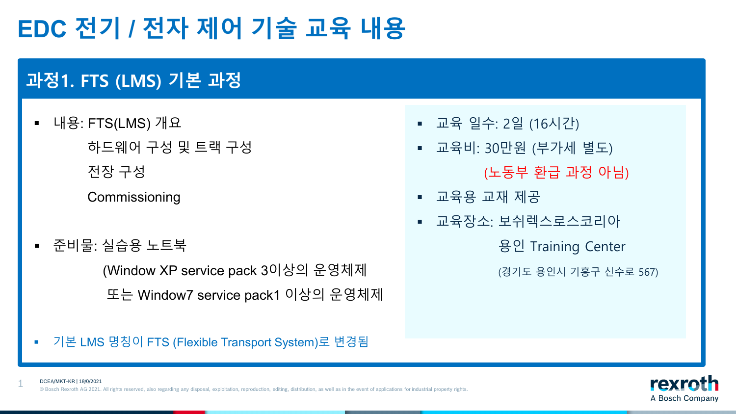# EDC 전기 / 전자 제어 기술 교육 내용

## 과정1. FTS (LMS) 기본 과정

- 내용: FTS(LMS) 개요
  하드웨어 구성 및 트랙 구성
  전장 구성
  Commissioning

- 준비물: 실습용 노트북
  (Window XP service pack 3이상의 운영체제
  또는 Window7 service pack1 이상의 운영체제

- 기본 LMS 명칭이 FTS (Flexible Transport System)로 변경됨

- 교육 일수: 2일 (16시간)
- 교육비: 30만원 (부가세 별도)
  (노동부 환급 과정 아님)
- 교육용 교재 제공
- 교육장소: 보쉬렉스로스코리아
  용인 Training Center
  (경기도 용인시 기흥구 신수로 567)

DCEA/MKT-KR | 18/0/2021

© Bosch Rexroth AG 2021. All rights reserved, also regarding any disposal, exploitation, reproduction, editing, distribution, as well as in the event of applications for industrial property rights.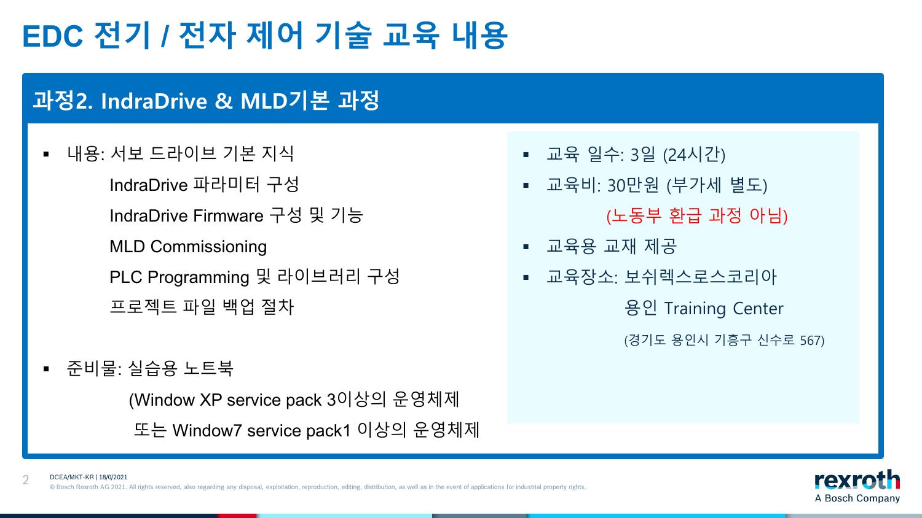# EDC 전기 / 전자 제어 기술 교육 내용

## 과정2. IndraDrive & MLD기본 과정

- 내용: 서보 드라이브 기본 지식
  - IndraDrive 파라미터 구성
  - IndraDrive Firmware 구성 및 기능
  - MLD Commissioning
  - PLC Programming 및 라이브러리 구성
  - 프로젝트 파일 백업 절차

- 준비물: 실습용 노트북
  (Window XP service pack 3이상의 운영체제
  또는 Window7 service pack1 이상의 운영체제

- 교육 일수: 3일 (24시간)
- 교육비: 30만원 (부가세 별도)
  (노동부 환급 과정 아님)
- 교육용 교재 제공
- 교육장소: 보쉬렉스로스코리아
  용인 Training Center
  (경기도 용인시 기흥구 신수로 567)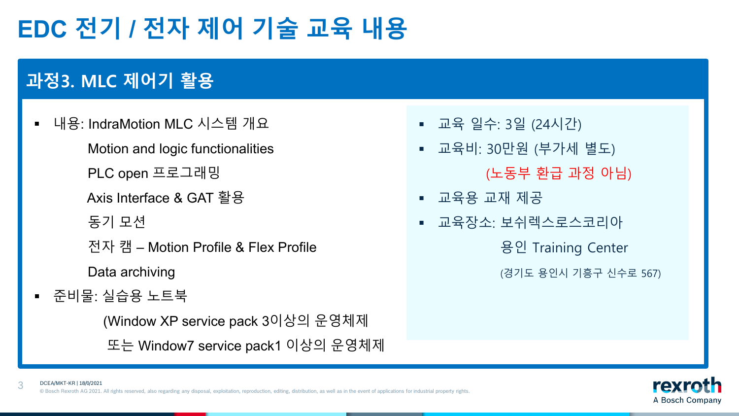# EDC 전기 / 전자 제어 기술 교육 내용

## 과정3. MLC 제어기 활용

- 내용: IndraMotion MLC 시스템 개요
  - Motion and logic functionalities
  - PLC open 프로그래밍
  - Axis Interface & GAT 활용
  - 동기 모션
  - 전자 캠 – Motion Profile & Flex Profile
  - Data archiving
- 준비물: 실습용 노트북
  - (Window XP service pack 3이상의 운영체제
  - 또는 Window7 service pack1 이상의 운영체제

- 교육 일수: 3일 (24시간)
- 교육비: 30만원 (부가세 별도)
  - (노동부 환급 과정 아님)
- 교육용 교재 제공
- 교육장소: 보쉬렉스로스코리아
  - 용인 Training Center
  - (경기도 용인시 기흥구 신수로 567)

DCEA/MKT-KR | 18/0/2021

© Bosch Rexroth AG 2021. All rights reserved, also regarding any disposal, exploitation, reproduction, editing, distribution, as well as in the event of applications for industrial property rights.